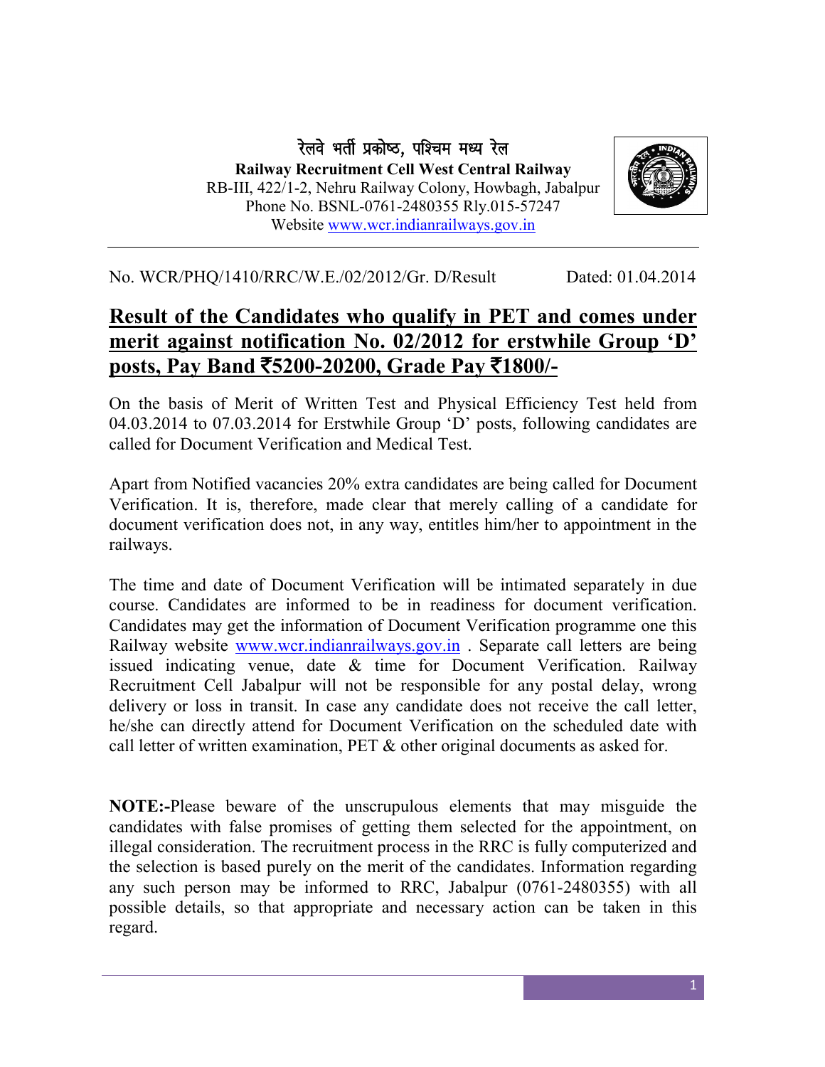रेलवे भर्ती प्रकोष्ठ, पश्चिम मध्य रेल

**Railway Recruitment Cell West Central Railway**

RB-III, 422/1-2, Nehru Railway Colony, Howbagh, Jabalpur

Phone No. BSNL-0761-2480355 Rly.015-57247

Website www.wcr.indianrailways.gov.in

No. WCR/PHQ/1410/RRC/W.E./02/2012/Gr. D/Result Dated: 01.04.2014

# Result of the Candidates who qualify in PET and comes under merit against notification No. 02/2012 for erstwhile Group 'D' posts, Pay Band ₹5200-20200, Grade Pay ₹1800/-

On the basis of Merit of Written Test and Physical Efficiency Test held from 04.03.2014 to 07.03.2014 for Erstwhile Group 'D' posts, following candidates are called for Document Verification and Medical Test.

Apart from Notified vacancies 20% extra candidates are being called for Document Verification. It is, therefore, made clear that merely calling of a candidate for document verification does not, in any way, entitles him/her to appointment in the railways.

The time and date of Document Verification will be intimated separately in due course. Candidates are informed to be in readiness for document verification. Candidates may get the information of Document Verification programme one this Railway website www.wcr.indianrailways.gov.in . Separate call letters are being issued indicating venue, date & time for Document Verification. Railway Recruitment Cell Jabalpur will not be responsible for any postal delay, wrong delivery or loss in transit. In case any candidate does not receive the call letter, he/she can directly attend for Document Verification on the scheduled date with call letter of written examination, PET & other original documents as asked for.

**NOTE:-**Please beware of the unscrupulous elements that may misguide the candidates with false promises of getting them selected for the appointment, on illegal consideration. The recruitment process in the RRC is fully computerized and the selection is based purely on the merit of the candidates. Information regarding any such person may be informed to RRC, Jabalpur (0761-2480355) with all possible details, so that appropriate and necessary action can be taken in this regard.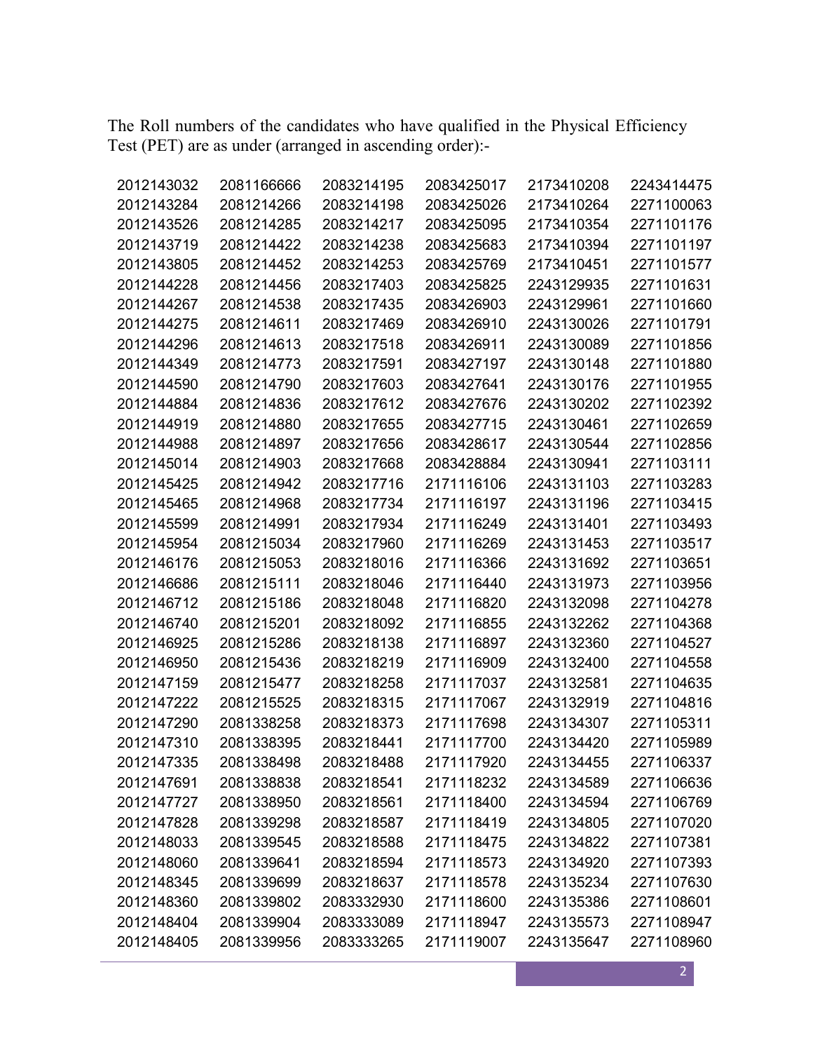The Roll numbers of the candidates who have qualified in the Physical Efficiency Test (PET) are as under (arranged in ascending order):-

| | | | | | |
|---|---|---|---|---|---|
| 2012143032 | 2081166666 | 2083214195 | 2083425017 | 2173410208 | 2243414475 |
| 2012143284 | 2081214266 | 2083214198 | 2083425026 | 2173410264 | 2271100063 |
| 2012143526 | 2081214285 | 2083214217 | 2083425095 | 2173410354 | 2271101176 |
| 2012143719 | 2081214422 | 2083214238 | 2083425683 | 2173410394 | 2271101197 |
| 2012143805 | 2081214452 | 2083214253 | 2083425769 | 2173410451 | 2271101577 |
| 2012144228 | 2081214456 | 2083217403 | 2083425825 | 2243129935 | 2271101631 |
| 2012144267 | 2081214538 | 2083217435 | 2083426903 | 2243129961 | 2271101660 |
| 2012144275 | 2081214611 | 2083217469 | 2083426910 | 2243130026 | 2271101791 |
| 2012144296 | 2081214613 | 2083217518 | 2083426911 | 2243130089 | 2271101856 |
| 2012144349 | 2081214773 | 2083217591 | 2083427197 | 2243130148 | 2271101880 |
| 2012144590 | 2081214790 | 2083217603 | 2083427641 | 2243130176 | 2271101955 |
| 2012144884 | 2081214836 | 2083217612 | 2083427676 | 2243130202 | 2271102392 |
| 2012144919 | 2081214880 | 2083217655 | 2083427715 | 2243130461 | 2271102659 |
| 2012144988 | 2081214897 | 2083217656 | 2083428617 | 2243130544 | 2271102856 |
| 2012145014 | 2081214903 | 2083217668 | 2083428884 | 2243130941 | 2271103111 |
| 2012145425 | 2081214942 | 2083217716 | 2171116106 | 2243131103 | 2271103283 |
| 2012145465 | 2081214968 | 2083217734 | 2171116197 | 2243131196 | 2271103415 |
| 2012145599 | 2081214991 | 2083217934 | 2171116249 | 2243131401 | 2271103493 |
| 2012145954 | 2081215034 | 2083217960 | 2171116269 | 2243131453 | 2271103517 |
| 2012146176 | 2081215053 | 2083218016 | 2171116366 | 2243131692 | 2271103651 |
| 2012146686 | 2081215111 | 2083218046 | 2171116440 | 2243131973 | 2271103956 |
| 2012146712 | 2081215186 | 2083218048 | 2171116820 | 2243132098 | 2271104278 |
| 2012146740 | 2081215201 | 2083218092 | 2171116855 | 2243132262 | 2271104368 |
| 2012146925 | 2081215286 | 2083218138 | 2171116897 | 2243132360 | 2271104527 |
| 2012146950 | 2081215436 | 2083218219 | 2171116909 | 2243132400 | 2271104558 |
| 2012147159 | 2081215477 | 2083218258 | 2171117037 | 2243132581 | 2271104635 |
| 2012147222 | 2081215525 | 2083218315 | 2171117067 | 2243132919 | 2271104816 |
| 2012147290 | 2081338258 | 2083218373 | 2171117698 | 2243134307 | 2271105311 |
| 2012147310 | 2081338395 | 2083218441 | 2171117700 | 2243134420 | 2271105989 |
| 2012147335 | 2081338498 | 2083218488 | 2171117920 | 2243134455 | 2271106337 |
| 2012147691 | 2081338838 | 2083218541 | 2171118232 | 2243134589 | 2271106636 |
| 2012147727 | 2081338950 | 2083218561 | 2171118400 | 2243134594 | 2271106769 |
| 2012147828 | 2081339298 | 2083218587 | 2171118419 | 2243134805 | 2271107020 |
| 2012148033 | 2081339545 | 2083218588 | 2171118475 | 2243134822 | 2271107381 |
| 2012148060 | 2081339641 | 2083218594 | 2171118573 | 2243134920 | 2271107393 |
| 2012148345 | 2081339699 | 2083218637 | 2171118578 | 2243135234 | 2271107630 |
| 2012148360 | 2081339802 | 2083332930 | 2171118600 | 2243135386 | 2271108601 |
| 2012148404 | 2081339904 | 2083333089 | 2171118947 | 2243135573 | 2271108947 |
| 2012148405 | 2081339956 | 2083333265 | 2171119007 | 2243135647 | 2271108960 |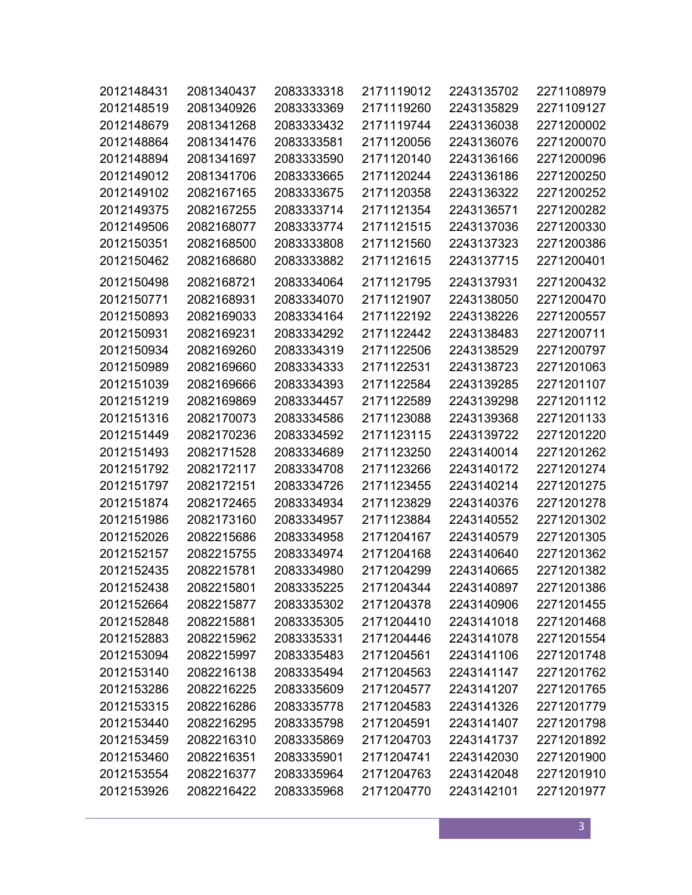| | | | | | |
|---|---|---|---|---|---|
| 2012148431 | 2081340437 | 2083333318 | 2171119012 | 2243135702 | 2271108979 |
| 2012148519 | 2081340926 | 2083333369 | 2171119260 | 2243135829 | 2271109127 |
| 2012148679 | 2081341268 | 2083333432 | 2171119744 | 2243136038 | 2271200002 |
| 2012148864 | 2081341476 | 2083333581 | 2171120056 | 2243136076 | 2271200070 |
| 2012148894 | 2081341697 | 2083333590 | 2171120140 | 2243136166 | 2271200096 |
| 2012149012 | 2081341706 | 2083333665 | 2171120244 | 2243136186 | 2271200250 |
| 2012149102 | 2082167165 | 2083333675 | 2171120358 | 2243136322 | 2271200252 |
| 2012149375 | 2082167255 | 2083333714 | 2171121354 | 2243136571 | 2271200282 |
| 2012149506 | 2082168077 | 2083333774 | 2171121515 | 2243137036 | 2271200330 |
| 2012150351 | 2082168500 | 2083333808 | 2171121560 | 2243137323 | 2271200386 |
| 2012150462 | 2082168680 | 2083333882 | 2171121615 | 2243137715 | 2271200401 |
| 2012150498 | 2082168721 | 2083334064 | 2171121795 | 2243137931 | 2271200432 |
| 2012150771 | 2082168931 | 2083334070 | 2171121907 | 2243138050 | 2271200470 |
| 2012150893 | 2082169033 | 2083334164 | 2171122192 | 2243138226 | 2271200557 |
| 2012150931 | 2082169231 | 2083334292 | 2171122442 | 2243138483 | 2271200711 |
| 2012150934 | 2082169260 | 2083334319 | 2171122506 | 2243138529 | 2271200797 |
| 2012150989 | 2082169660 | 2083334333 | 2171122531 | 2243138723 | 2271201063 |
| 2012151039 | 2082169666 | 2083334393 | 2171122584 | 2243139285 | 2271201107 |
| 2012151219 | 2082169869 | 2083334457 | 2171122589 | 2243139298 | 2271201112 |
| 2012151316 | 2082170073 | 2083334586 | 2171123088 | 2243139368 | 2271201133 |
| 2012151449 | 2082170236 | 2083334592 | 2171123115 | 2243139722 | 2271201220 |
| 2012151493 | 2082171528 | 2083334689 | 2171123250 | 2243140014 | 2271201262 |
| 2012151792 | 2082172117 | 2083334708 | 2171123266 | 2243140172 | 2271201274 |
| 2012151797 | 2082172151 | 2083334726 | 2171123455 | 2243140214 | 2271201275 |
| 2012151874 | 2082172465 | 2083334934 | 2171123829 | 2243140376 | 2271201278 |
| 2012151986 | 2082173160 | 2083334957 | 2171123884 | 2243140552 | 2271201302 |
| 2012152026 | 2082215686 | 2083334958 | 2171204167 | 2243140579 | 2271201305 |
| 2012152157 | 2082215755 | 2083334974 | 2171204168 | 2243140640 | 2271201362 |
| 2012152435 | 2082215781 | 2083334980 | 2171204299 | 2243140665 | 2271201382 |
| 2012152438 | 2082215801 | 2083335225 | 2171204344 | 2243140897 | 2271201386 |
| 2012152664 | 2082215877 | 2083335302 | 2171204378 | 2243140906 | 2271201455 |
| 2012152848 | 2082215881 | 2083335305 | 2171204410 | 2243141018 | 2271201468 |
| 2012152883 | 2082215962 | 2083335331 | 2171204446 | 2243141078 | 2271201554 |
| 2012153094 | 2082215997 | 2083335483 | 2171204561 | 2243141106 | 2271201748 |
| 2012153140 | 2082216138 | 2083335494 | 2171204563 | 2243141147 | 2271201762 |
| 2012153286 | 2082216225 | 2083335609 | 2171204577 | 2243141207 | 2271201765 |
| 2012153315 | 2082216286 | 2083335778 | 2171204583 | 2243141326 | 2271201779 |
| 2012153440 | 2082216295 | 2083335798 | 2171204591 | 2243141407 | 2271201798 |
| 2012153459 | 2082216310 | 2083335869 | 2171204703 | 2243141737 | 2271201892 |
| 2012153460 | 2082216351 | 2083335901 | 2171204741 | 2243142030 | 2271201900 |
| 2012153554 | 2082216377 | 2083335964 | 2171204763 | 2243142048 | 2271201910 |
| 2012153926 | 2082216422 | 2083335968 | 2171204770 | 2243142101 | 2271201977 |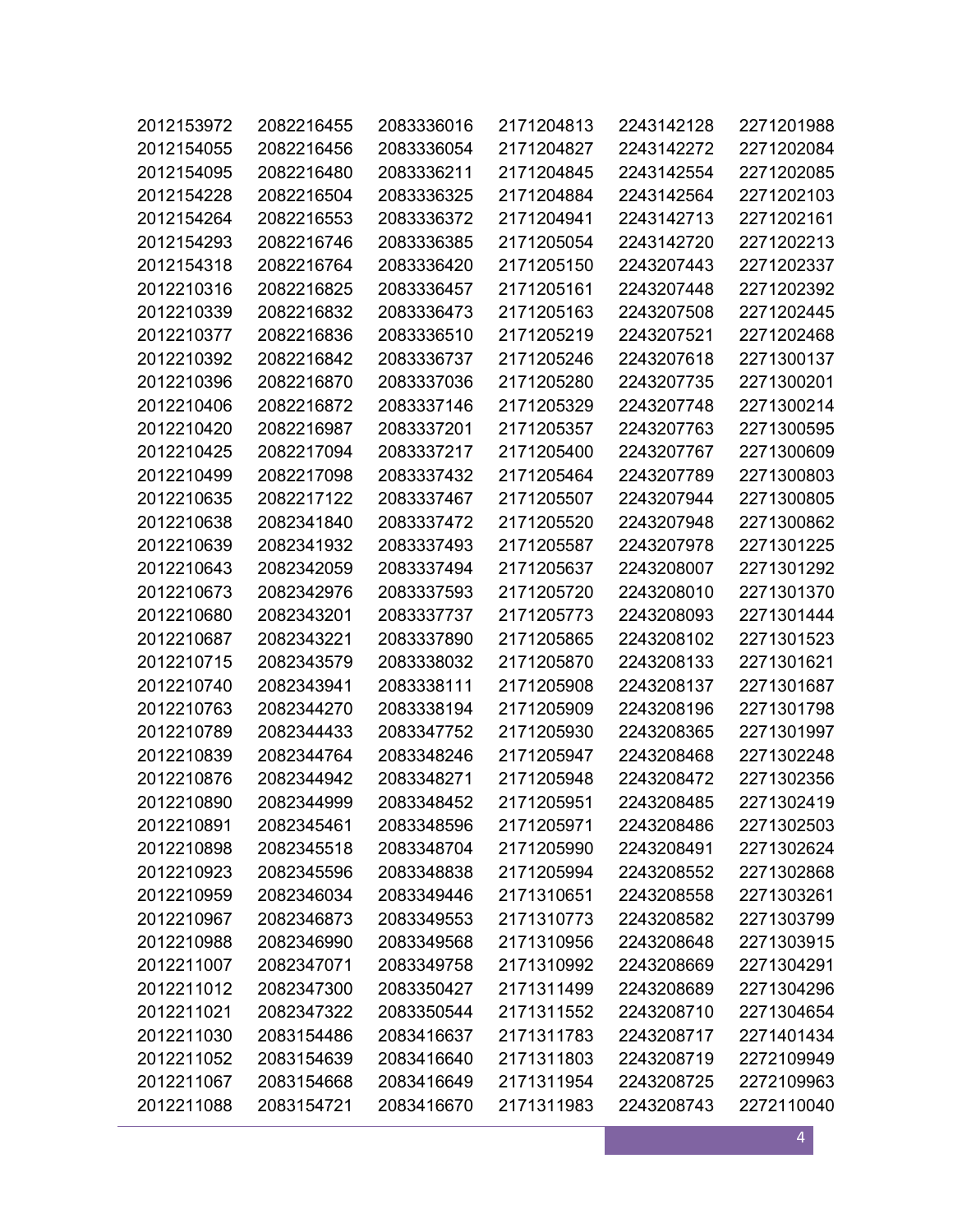| 2012153972 | 2082216455 | 2083336016 | 2171204813 | 2243142128 | 2271201988 |
|---|---|---|---|---|---|
| 2012154055 | 2082216456 | 2083336054 | 2171204827 | 2243142272 | 2271202084 |
| 2012154095 | 2082216480 | 2083336211 | 2171204845 | 2243142554 | 2271202085 |
| 2012154228 | 2082216504 | 2083336325 | 2171204884 | 2243142564 | 2271202103 |
| 2012154264 | 2082216553 | 2083336372 | 2171204941 | 2243142713 | 2271202161 |
| 2012154293 | 2082216746 | 2083336385 | 2171205054 | 2243142720 | 2271202213 |
| 2012154318 | 2082216764 | 2083336420 | 2171205150 | 2243207443 | 2271202337 |
| 2012210316 | 2082216825 | 2083336457 | 2171205161 | 2243207448 | 2271202392 |
| 2012210339 | 2082216832 | 2083336473 | 2171205163 | 2243207508 | 2271202445 |
| 2012210377 | 2082216836 | 2083336510 | 2171205219 | 2243207521 | 2271202468 |
| 2012210392 | 2082216842 | 2083336737 | 2171205246 | 2243207618 | 2271300137 |
| 2012210396 | 2082216870 | 2083337036 | 2171205280 | 2243207735 | 2271300201 |
| 2012210406 | 2082216872 | 2083337146 | 2171205329 | 2243207748 | 2271300214 |
| 2012210420 | 2082216987 | 2083337201 | 2171205357 | 2243207763 | 2271300595 |
| 2012210425 | 2082217094 | 2083337217 | 2171205400 | 2243207767 | 2271300609 |
| 2012210499 | 2082217098 | 2083337432 | 2171205464 | 2243207789 | 2271300803 |
| 2012210635 | 2082217122 | 2083337467 | 2171205507 | 2243207944 | 2271300805 |
| 2012210638 | 2082341840 | 2083337472 | 2171205520 | 2243207948 | 2271300862 |
| 2012210639 | 2082341932 | 2083337493 | 2171205587 | 2243207978 | 2271301225 |
| 2012210643 | 2082342059 | 2083337494 | 2171205637 | 2243208007 | 2271301292 |
| 2012210673 | 2082342976 | 2083337593 | 2171205720 | 2243208010 | 2271301370 |
| 2012210680 | 2082343201 | 2083337737 | 2171205773 | 2243208093 | 2271301444 |
| 2012210687 | 2082343221 | 2083337890 | 2171205865 | 2243208102 | 2271301523 |
| 2012210715 | 2082343579 | 2083338032 | 2171205870 | 2243208133 | 2271301621 |
| 2012210740 | 2082343941 | 2083338111 | 2171205908 | 2243208137 | 2271301687 |
| 2012210763 | 2082344270 | 2083338194 | 2171205909 | 2243208196 | 2271301798 |
| 2012210789 | 2082344433 | 2083347752 | 2171205930 | 2243208365 | 2271301997 |
| 2012210839 | 2082344764 | 2083348246 | 2171205947 | 2243208468 | 2271302248 |
| 2012210876 | 2082344942 | 2083348271 | 2171205948 | 2243208472 | 2271302356 |
| 2012210890 | 2082344999 | 2083348452 | 2171205951 | 2243208485 | 2271302419 |
| 2012210891 | 2082345461 | 2083348596 | 2171205971 | 2243208486 | 2271302503 |
| 2012210898 | 2082345518 | 2083348704 | 2171205990 | 2243208491 | 2271302624 |
| 2012210923 | 2082345596 | 2083348838 | 2171205994 | 2243208552 | 2271302868 |
| 2012210959 | 2082346034 | 2083349446 | 2171310651 | 2243208558 | 2271303261 |
| 2012210967 | 2082346873 | 2083349553 | 2171310773 | 2243208582 | 2271303799 |
| 2012210988 | 2082346990 | 2083349568 | 2171310956 | 2243208648 | 2271303915 |
| 2012211007 | 2082347071 | 2083349758 | 2171310992 | 2243208669 | 2271304291 |
| 2012211012 | 2082347300 | 2083350427 | 2171311499 | 2243208689 | 2271304296 |
| 2012211021 | 2082347322 | 2083350544 | 2171311552 | 2243208710 | 2271304654 |
| 2012211030 | 2083154486 | 2083416637 | 2171311783 | 2243208717 | 2271401434 |
| 2012211052 | 2083154639 | 2083416640 | 2171311803 | 2243208719 | 2272109949 |
| 2012211067 | 2083154668 | 2083416649 | 2171311954 | 2243208725 | 2272109963 |
| 2012211088 | 2083154721 | 2083416670 | 2171311983 | 2243208743 | 2272110040 |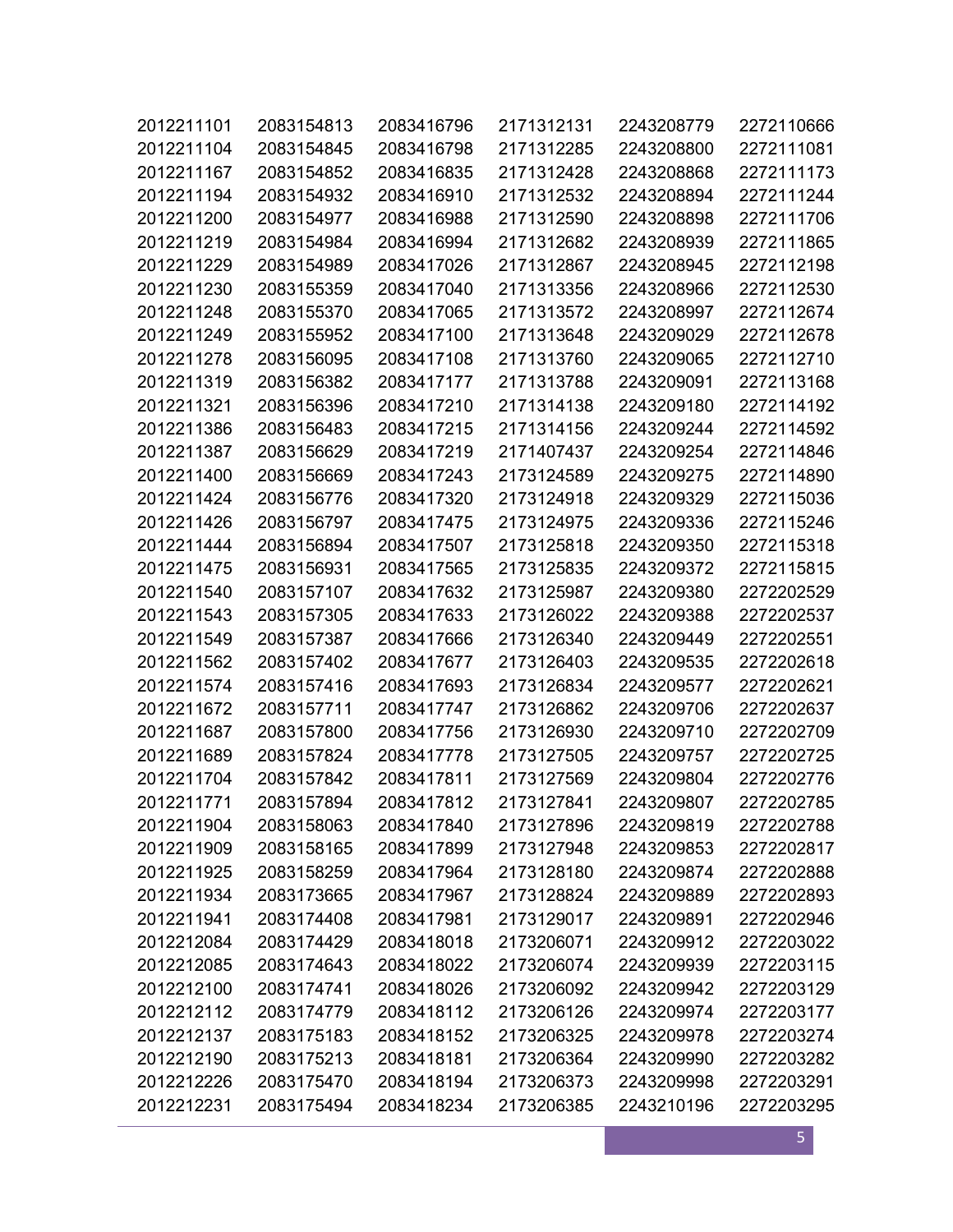| | | | | | |
|---|---|---|---|---|---|
| 2012211101 | 2083154813 | 2083416796 | 2171312131 | 2243208779 | 2272110666 |
| 2012211104 | 2083154845 | 2083416798 | 2171312285 | 2243208800 | 2272111081 |
| 2012211167 | 2083154852 | 2083416835 | 2171312428 | 2243208868 | 2272111173 |
| 2012211194 | 2083154932 | 2083416910 | 2171312532 | 2243208894 | 2272111244 |
| 2012211200 | 2083154977 | 2083416988 | 2171312590 | 2243208898 | 2272111706 |
| 2012211219 | 2083154984 | 2083416994 | 2171312682 | 2243208939 | 2272111865 |
| 2012211229 | 2083154989 | 2083417026 | 2171312867 | 2243208945 | 2272112198 |
| 2012211230 | 2083155359 | 2083417040 | 2171313356 | 2243208966 | 2272112530 |
| 2012211248 | 2083155370 | 2083417065 | 2171313572 | 2243208997 | 2272112674 |
| 2012211249 | 2083155952 | 2083417100 | 2171313648 | 2243209029 | 2272112678 |
| 2012211278 | 2083156095 | 2083417108 | 2171313760 | 2243209065 | 2272112710 |
| 2012211319 | 2083156382 | 2083417177 | 2171313788 | 2243209091 | 2272113168 |
| 2012211321 | 2083156396 | 2083417210 | 2171314138 | 2243209180 | 2272114192 |
| 2012211386 | 2083156483 | 2083417215 | 2171314156 | 2243209244 | 2272114592 |
| 2012211387 | 2083156629 | 2083417219 | 2171407437 | 2243209254 | 2272114846 |
| 2012211400 | 2083156669 | 2083417243 | 2173124589 | 2243209275 | 2272114890 |
| 2012211424 | 2083156776 | 2083417320 | 2173124918 | 2243209329 | 2272115036 |
| 2012211426 | 2083156797 | 2083417475 | 2173124975 | 2243209336 | 2272115246 |
| 2012211444 | 2083156894 | 2083417507 | 2173125818 | 2243209350 | 2272115318 |
| 2012211475 | 2083156931 | 2083417565 | 2173125835 | 2243209372 | 2272115815 |
| 2012211540 | 2083157107 | 2083417632 | 2173125987 | 2243209380 | 2272202529 |
| 2012211543 | 2083157305 | 2083417633 | 2173126022 | 2243209388 | 2272202537 |
| 2012211549 | 2083157387 | 2083417666 | 2173126340 | 2243209449 | 2272202551 |
| 2012211562 | 2083157402 | 2083417677 | 2173126403 | 2243209535 | 2272202618 |
| 2012211574 | 2083157416 | 2083417693 | 2173126834 | 2243209577 | 2272202621 |
| 2012211672 | 2083157711 | 2083417747 | 2173126862 | 2243209706 | 2272202637 |
| 2012211687 | 2083157800 | 2083417756 | 2173126930 | 2243209710 | 2272202709 |
| 2012211689 | 2083157824 | 2083417778 | 2173127505 | 2243209757 | 2272202725 |
| 2012211704 | 2083157842 | 2083417811 | 2173127569 | 2243209804 | 2272202776 |
| 2012211771 | 2083157894 | 2083417812 | 2173127841 | 2243209807 | 2272202785 |
| 2012211904 | 2083158063 | 2083417840 | 2173127896 | 2243209819 | 2272202788 |
| 2012211909 | 2083158165 | 2083417899 | 2173127948 | 2243209853 | 2272202817 |
| 2012211925 | 2083158259 | 2083417964 | 2173128180 | 2243209874 | 2272202888 |
| 2012211934 | 2083173665 | 2083417967 | 2173128824 | 2243209889 | 2272202893 |
| 2012211941 | 2083174408 | 2083417981 | 2173129017 | 2243209891 | 2272202946 |
| 2012212084 | 2083174429 | 2083418018 | 2173206071 | 2243209912 | 2272203022 |
| 2012212085 | 2083174643 | 2083418022 | 2173206074 | 2243209939 | 2272203115 |
| 2012212100 | 2083174741 | 2083418026 | 2173206092 | 2243209942 | 2272203129 |
| 2012212112 | 2083174779 | 2083418112 | 2173206126 | 2243209974 | 2272203177 |
| 2012212137 | 2083175183 | 2083418152 | 2173206325 | 2243209978 | 2272203274 |
| 2012212190 | 2083175213 | 2083418181 | 2173206364 | 2243209990 | 2272203282 |
| 2012212226 | 2083175470 | 2083418194 | 2173206373 | 2243209998 | 2272203291 |
| 2012212231 | 2083175494 | 2083418234 | 2173206385 | 2243210196 | 2272203295 |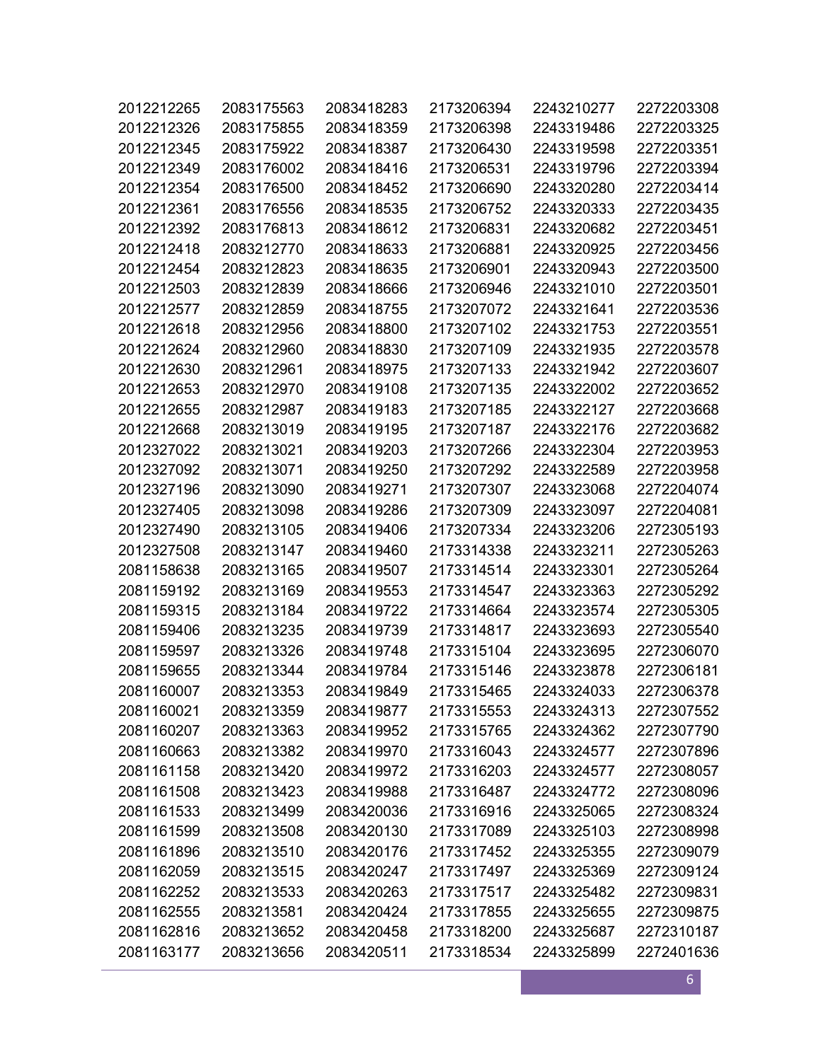| | | | | | |
|---|---|---|---|---|---|
| 2012212265 | 2083175563 | 2083418283 | 2173206394 | 2243210277 | 2272203308 |
| 2012212326 | 2083175855 | 2083418359 | 2173206398 | 2243319486 | 2272203325 |
| 2012212345 | 2083175922 | 2083418387 | 2173206430 | 2243319598 | 2272203351 |
| 2012212349 | 2083176002 | 2083418416 | 2173206531 | 2243319796 | 2272203394 |
| 2012212354 | 2083176500 | 2083418452 | 2173206690 | 2243320280 | 2272203414 |
| 2012212361 | 2083176556 | 2083418535 | 2173206752 | 2243320333 | 2272203435 |
| 2012212392 | 2083176813 | 2083418612 | 2173206831 | 2243320682 | 2272203451 |
| 2012212418 | 2083212770 | 2083418633 | 2173206881 | 2243320925 | 2272203456 |
| 2012212454 | 2083212823 | 2083418635 | 2173206901 | 2243320943 | 2272203500 |
| 2012212503 | 2083212839 | 2083418666 | 2173206946 | 2243321010 | 2272203501 |
| 2012212577 | 2083212859 | 2083418755 | 2173207072 | 2243321641 | 2272203536 |
| 2012212618 | 2083212956 | 2083418800 | 2173207102 | 2243321753 | 2272203551 |
| 2012212624 | 2083212960 | 2083418830 | 2173207109 | 2243321935 | 2272203578 |
| 2012212630 | 2083212961 | 2083418975 | 2173207133 | 2243321942 | 2272203607 |
| 2012212653 | 2083212970 | 2083419108 | 2173207135 | 2243322002 | 2272203652 |
| 2012212655 | 2083212987 | 2083419183 | 2173207185 | 2243322127 | 2272203668 |
| 2012212668 | 2083213019 | 2083419195 | 2173207187 | 2243322176 | 2272203682 |
| 2012327022 | 2083213021 | 2083419203 | 2173207266 | 2243322304 | 2272203953 |
| 2012327092 | 2083213071 | 2083419250 | 2173207292 | 2243322589 | 2272203958 |
| 2012327196 | 2083213090 | 2083419271 | 2173207307 | 2243323068 | 2272204074 |
| 2012327405 | 2083213098 | 2083419286 | 2173207309 | 2243323097 | 2272204081 |
| 2012327490 | 2083213105 | 2083419406 | 2173207334 | 2243323206 | 2272305193 |
| 2012327508 | 2083213147 | 2083419460 | 2173314338 | 2243323211 | 2272305263 |
| 2081158638 | 2083213165 | 2083419507 | 2173314514 | 2243323301 | 2272305264 |
| 2081159192 | 2083213169 | 2083419553 | 2173314547 | 2243323363 | 2272305292 |
| 2081159315 | 2083213184 | 2083419722 | 2173314664 | 2243323574 | 2272305305 |
| 2081159406 | 2083213235 | 2083419739 | 2173314817 | 2243323693 | 2272305540 |
| 2081159597 | 2083213326 | 2083419748 | 2173315104 | 2243323695 | 2272306070 |
| 2081159655 | 2083213344 | 2083419784 | 2173315146 | 2243323878 | 2272306181 |
| 2081160007 | 2083213353 | 2083419849 | 2173315465 | 2243324033 | 2272306378 |
| 2081160021 | 2083213359 | 2083419877 | 2173315553 | 2243324313 | 2272307552 |
| 2081160207 | 2083213363 | 2083419952 | 2173315765 | 2243324362 | 2272307790 |
| 2081160663 | 2083213382 | 2083419970 | 2173316043 | 2243324577 | 2272307896 |
| 2081161158 | 2083213420 | 2083419972 | 2173316203 | 2243324577 | 2272308057 |
| 2081161508 | 2083213423 | 2083419988 | 2173316487 | 2243324772 | 2272308096 |
| 2081161533 | 2083213499 | 2083420036 | 2173316916 | 2243325065 | 2272308324 |
| 2081161599 | 2083213508 | 2083420130 | 2173317089 | 2243325103 | 2272308998 |
| 2081161896 | 2083213510 | 2083420176 | 2173317452 | 2243325355 | 2272309079 |
| 2081162059 | 2083213515 | 2083420247 | 2173317497 | 2243325369 | 2272309124 |
| 2081162252 | 2083213533 | 2083420263 | 2173317517 | 2243325482 | 2272309831 |
| 2081162555 | 2083213581 | 2083420424 | 2173317855 | 2243325655 | 2272309875 |
| 2081162816 | 2083213652 | 2083420458 | 2173318200 | 2243325687 | 2272310187 |
| 2081163177 | 2083213656 | 2083420511 | 2173318534 | 2243325899 | 2272401636 |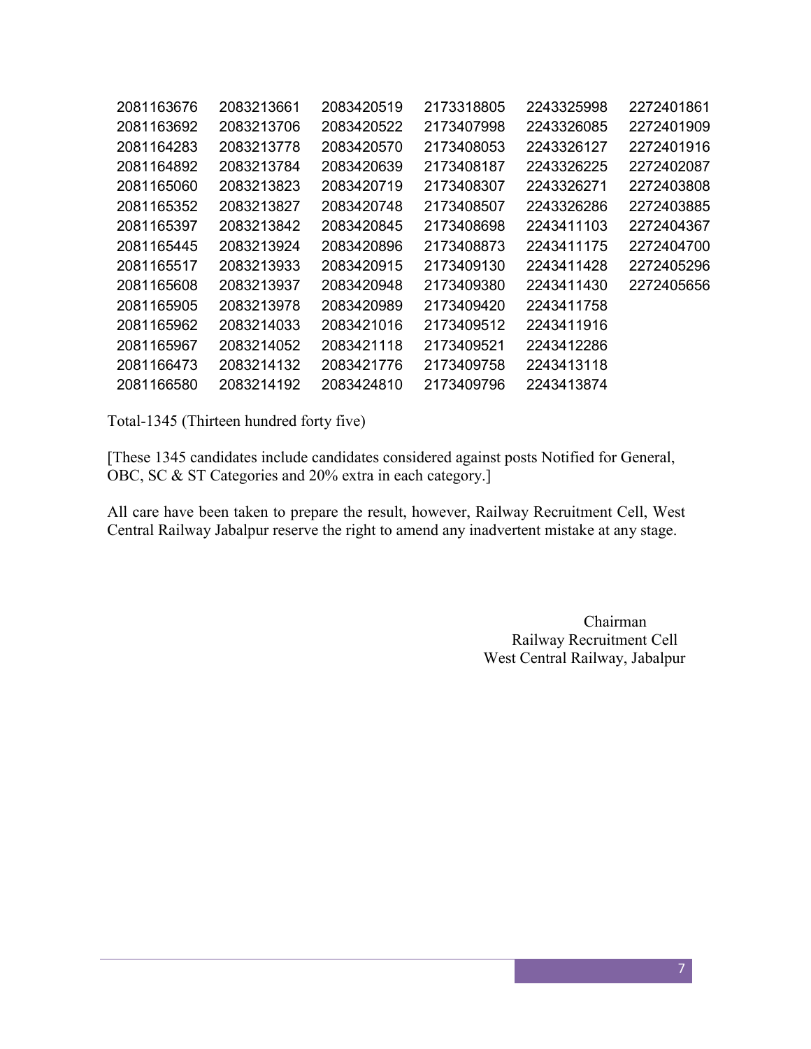| | | | | | |
|---|---|---|---|---|---|
| 2081163676 | 2083213661 | 2083420519 | 2173318805 | 2243325998 | 2272401861 |
| 2081163692 | 2083213706 | 2083420522 | 2173407998 | 2243326085 | 2272401909 |
| 2081164283 | 2083213778 | 2083420570 | 2173408053 | 2243326127 | 2272401916 |
| 2081164892 | 2083213784 | 2083420639 | 2173408187 | 2243326225 | 2272402087 |
| 2081165060 | 2083213823 | 2083420719 | 2173408307 | 2243326271 | 2272403808 |
| 2081165352 | 2083213827 | 2083420748 | 2173408507 | 2243326286 | 2272403885 |
| 2081165397 | 2083213842 | 2083420845 | 2173408698 | 2243411103 | 2272404367 |
| 2081165445 | 2083213924 | 2083420896 | 2173408873 | 2243411175 | 2272404700 |
| 2081165517 | 2083213933 | 2083420915 | 2173409130 | 2243411428 | 2272405296 |
| 2081165608 | 2083213937 | 2083420948 | 2173409380 | 2243411430 | 2272405656 |
| 2081165905 | 2083213978 | 2083420989 | 2173409420 | 2243411758 | |
| 2081165962 | 2083214033 | 2083421016 | 2173409512 | 2243411916 | |
| 2081165967 | 2083214052 | 2083421118 | 2173409521 | 2243412286 | |
| 2081166473 | 2083214132 | 2083421776 | 2173409758 | 2243413118 | |
| 2081166580 | 2083214192 | 2083424810 | 2173409796 | 2243413874 | |

Total-1345 (Thirteen hundred forty five)

[These 1345 candidates include candidates considered against posts Notified for General, OBC, SC & ST Categories and 20% extra in each category.]

All care have been taken to prepare the result, however, Railway Recruitment Cell, West Central Railway Jabalpur reserve the right to amend any inadvertent mistake at any stage.

Chairman
Railway Recruitment Cell
West Central Railway, Jabalpur